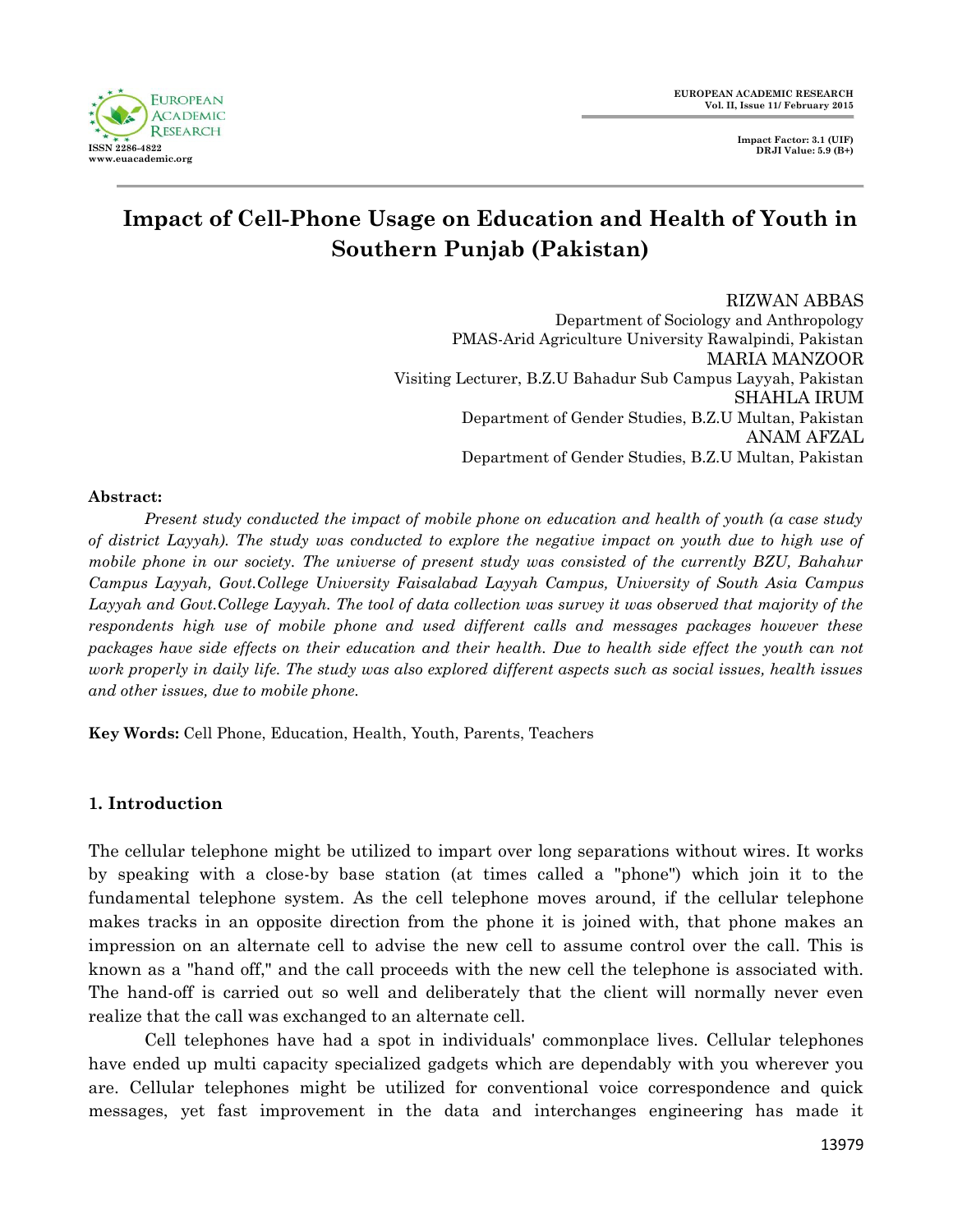# Impact of Cell-Phone Usage on Education and Health of Youth in Southern Punjab (Pakistan)

RIZWAN ABBAS
Department of Sociology and Anthropology
PMAS-Arid Agriculture University Rawalpindi, Pakistan
MARIA MANZOOR
Visiting Lecturer, B.Z.U Bahadur Sub Campus Layyah, Pakistan
SHAHLA IRUM
Department of Gender Studies, B.Z.U Multan, Pakistan
ANAM AFZAL
Department of Gender Studies, B.Z.U Multan, Pakistan

**Abstract:**

*Present study conducted the impact of mobile phone on education and health of youth (a case study of district Layyah). The study was conducted to explore the negative impact on youth due to high use of mobile phone in our society. The universe of present study was consisted of the currently BZU, Bahahur Campus Layyah, Govt.College University Faisalabad Layyah Campus, University of South Asia Campus Layyah and Govt.College Layyah. The tool of data collection was survey it was observed that majority of the respondents high use of mobile phone and used different calls and messages packages however these packages have side effects on their education and their health. Due to health side effect the youth can not work properly in daily life. The study was also explored different aspects such as social issues, health issues and other issues, due to mobile phone.*

**Key Words:** Cell Phone, Education, Health, Youth, Parents, Teachers

## 1. Introduction

The cellular telephone might be utilized to impart over long separations without wires. It works by speaking with a close-by base station (at times called a "phone") which join it to the fundamental telephone system. As the cell telephone moves around, if the cellular telephone makes tracks in an opposite direction from the phone it is joined with, that phone makes an impression on an alternate cell to advise the new cell to assume control over the call. This is known as a "hand off," and the call proceeds with the new cell the telephone is associated with. The hand-off is carried out so well and deliberately that the client will normally never even realize that the call was exchanged to an alternate cell.

Cell telephones have had a spot in individuals' commonplace lives. Cellular telephones have ended up multi capacity specialized gadgets which are dependably with you wherever you are. Cellular telephones might be utilized for conventional voice correspondence and quick messages, yet fast improvement in the data and interchanges engineering has made it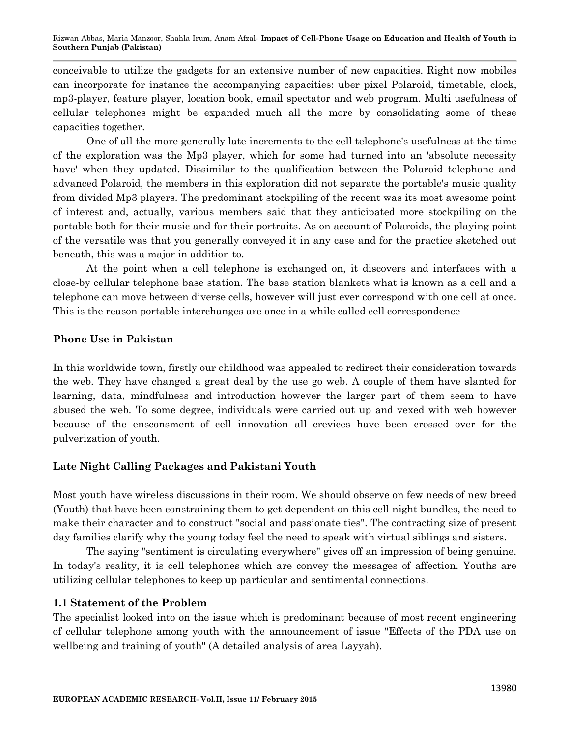conceivable to utilize the gadgets for an extensive number of new capacities. Right now mobiles can incorporate for instance the accompanying capacities: uber pixel Polaroid, timetable, clock, mp3-player, feature player, location book, email spectator and web program. Multi usefulness of cellular telephones might be expanded much all the more by consolidating some of these capacities together.

One of all the more generally late increments to the cell telephone's usefulness at the time of the exploration was the Mp3 player, which for some had turned into an 'absolute necessity have' when they updated. Dissimilar to the qualification between the Polaroid telephone and advanced Polaroid, the members in this exploration did not separate the portable's music quality from divided Mp3 players. The predominant stockpiling of the recent was its most awesome point of interest and, actually, various members said that they anticipated more stockpiling on the portable both for their music and for their portraits. As on account of Polaroids, the playing point of the versatile was that you generally conveyed it in any case and for the practice sketched out beneath, this was a major in addition to.

At the point when a cell telephone is exchanged on, it discovers and interfaces with a close-by cellular telephone base station. The base station blankets what is known as a cell and a telephone can move between diverse cells, however will just ever correspond with one cell at once. This is the reason portable interchanges are once in a while called cell correspondence

## Phone Use in Pakistan

In this worldwide town, firstly our childhood was appealed to redirect their consideration towards the web. They have changed a great deal by the use go web. A couple of them have slanted for learning, data, mindfulness and introduction however the larger part of them seem to have abused the web. To some degree, individuals were carried out up and vexed with web however because of the ensconsment of cell innovation all crevices have been crossed over for the pulverization of youth.

## Late Night Calling Packages and Pakistani Youth

Most youth have wireless discussions in their room. We should observe on few needs of new breed (Youth) that have been constraining them to get dependent on this cell night bundles, the need to make their character and to construct "social and passionate ties". The contracting size of present day families clarify why the young today feel the need to speak with virtual siblings and sisters.

The saying "sentiment is circulating everywhere" gives off an impression of being genuine. In today's reality, it is cell telephones which are convey the messages of affection. Youths are utilizing cellular telephones to keep up particular and sentimental connections.

### 1.1 Statement of the Problem

The specialist looked into on the issue which is predominant because of most recent engineering of cellular telephone among youth with the announcement of issue "Effects of the PDA use on wellbeing and training of youth" (A detailed analysis of area Layyah).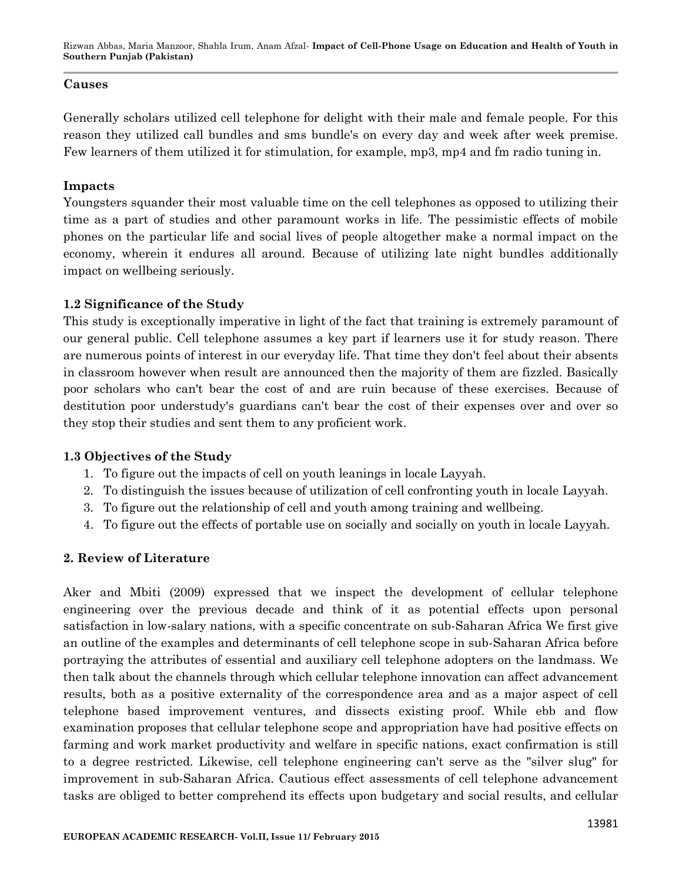**Causes**

Generally scholars utilized cell telephone for delight with their male and female people. For this reason they utilized call bundles and sms bundle's on every day and week after week premise. Few learners of them utilized it for stimulation, for example, mp3, mp4 and fm radio tuning in.

**Impacts**

Youngsters squander their most valuable time on the cell telephones as opposed to utilizing their time as a part of studies and other paramount works in life. The pessimistic effects of mobile phones on the particular life and social lives of people altogether make a normal impact on the economy, wherein it endures all around. Because of utilizing late night bundles additionally impact on wellbeing seriously.

### 1.2 Significance of the Study

This study is exceptionally imperative in light of the fact that training is extremely paramount of our general public. Cell telephone assumes a key part if learners use it for study reason. There are numerous points of interest in our everyday life. That time they don't feel about their absents in classroom however when result are announced then the majority of them are fizzled. Basically poor scholars who can't bear the cost of and are ruin because of these exercises. Because of destitution poor understudy's guardians can't bear the cost of their expenses over and over so they stop their studies and sent them to any proficient work.

### 1.3 Objectives of the Study

1. To figure out the impacts of cell on youth leanings in locale Layyah.
2. To distinguish the issues because of utilization of cell confronting youth in locale Layyah.
3. To figure out the relationship of cell and youth among training and wellbeing.
4. To figure out the effects of portable use on socially and socially on youth in locale Layyah.

## 2. Review of Literature

Aker and Mbiti (2009) expressed that we inspect the development of cellular telephone engineering over the previous decade and think of it as potential effects upon personal satisfaction in low-salary nations, with a specific concentrate on sub-Saharan Africa We first give an outline of the examples and determinants of cell telephone scope in sub-Saharan Africa before portraying the attributes of essential and auxiliary cell telephone adopters on the landmass. We then talk about the channels through which cellular telephone innovation can affect advancement results, both as a positive externality of the correspondence area and as a major aspect of cell telephone based improvement ventures, and dissects existing proof. While ebb and flow examination proposes that cellular telephone scope and appropriation have had positive effects on farming and work market productivity and welfare in specific nations, exact confirmation is still to a degree restricted. Likewise, cell telephone engineering can't serve as the "silver slug" for improvement in sub-Saharan Africa. Cautious effect assessments of cell telephone advancement tasks are obliged to better comprehend its effects upon budgetary and social results, and cellular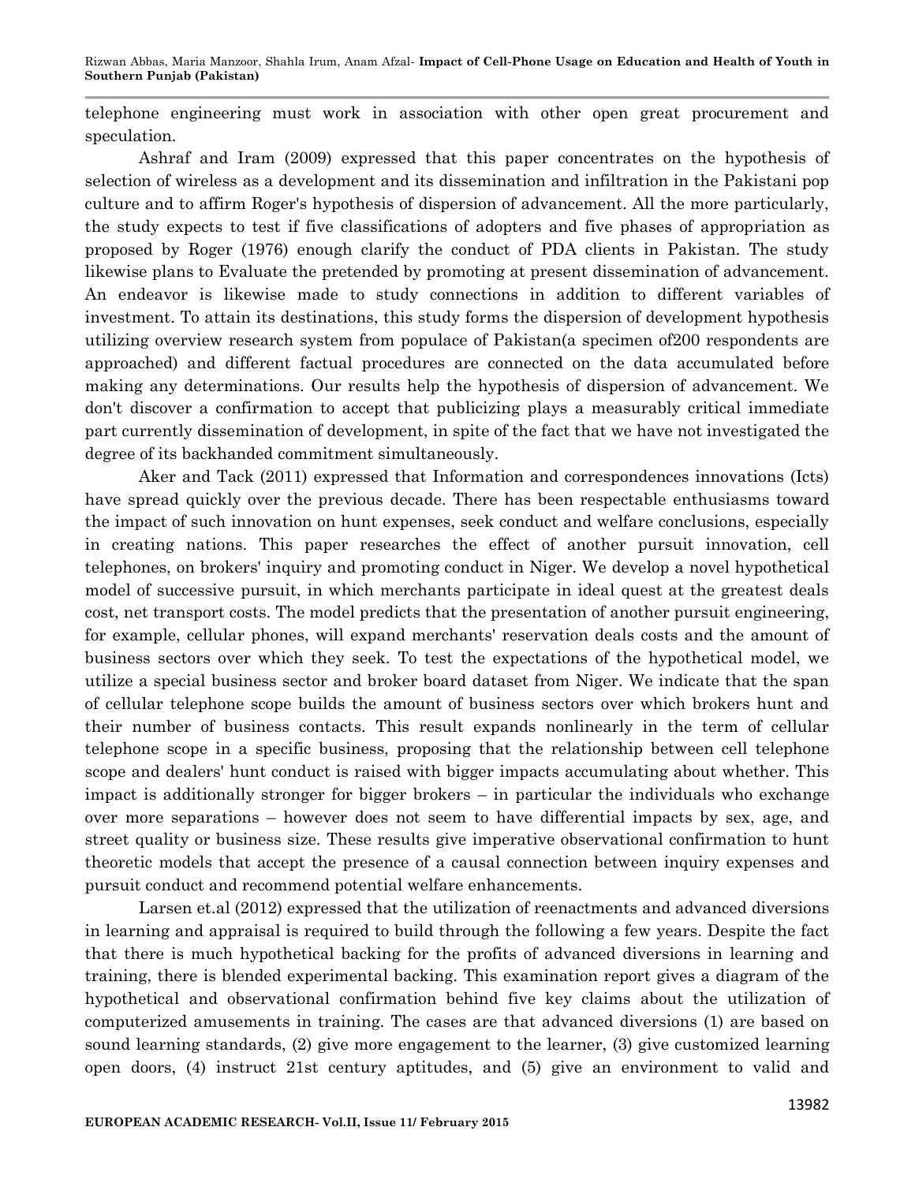telephone engineering must work in association with other open great procurement and speculation.

Ashraf and Iram (2009) expressed that this paper concentrates on the hypothesis of selection of wireless as a development and its dissemination and infiltration in the Pakistani pop culture and to affirm Roger's hypothesis of dispersion of advancement. All the more particularly, the study expects to test if five classifications of adopters and five phases of appropriation as proposed by Roger (1976) enough clarify the conduct of PDA clients in Pakistan. The study likewise plans to Evaluate the pretended by promoting at present dissemination of advancement. An endeavor is likewise made to study connections in addition to different variables of investment. To attain its destinations, this study forms the dispersion of development hypothesis utilizing overview research system from populace of Pakistan(a specimen of200 respondents are approached) and different factual procedures are connected on the data accumulated before making any determinations. Our results help the hypothesis of dispersion of advancement. We don't discover a confirmation to accept that publicizing plays a measurably critical immediate part currently dissemination of development, in spite of the fact that we have not investigated the degree of its backhanded commitment simultaneously.

Aker and Tack (2011) expressed that Information and correspondences innovations (Icts) have spread quickly over the previous decade. There has been respectable enthusiasms toward the impact of such innovation on hunt expenses, seek conduct and welfare conclusions, especially in creating nations. This paper researches the effect of another pursuit innovation, cell telephones, on brokers' inquiry and promoting conduct in Niger. We develop a novel hypothetical model of successive pursuit, in which merchants participate in ideal quest at the greatest deals cost, net transport costs. The model predicts that the presentation of another pursuit engineering, for example, cellular phones, will expand merchants' reservation deals costs and the amount of business sectors over which they seek. To test the expectations of the hypothetical model, we utilize a special business sector and broker board dataset from Niger. We indicate that the span of cellular telephone scope builds the amount of business sectors over which brokers hunt and their number of business contacts. This result expands nonlinearly in the term of cellular telephone scope in a specific business, proposing that the relationship between cell telephone scope and dealers' hunt conduct is raised with bigger impacts accumulating about whether. This impact is additionally stronger for bigger brokers – in particular the individuals who exchange over more separations – however does not seem to have differential impacts by sex, age, and street quality or business size. These results give imperative observational confirmation to hunt theoretic models that accept the presence of a causal connection between inquiry expenses and pursuit conduct and recommend potential welfare enhancements.

Larsen et.al (2012) expressed that the utilization of reenactments and advanced diversions in learning and appraisal is required to build through the following a few years. Despite the fact that there is much hypothetical backing for the profits of advanced diversions in learning and training, there is blended experimental backing. This examination report gives a diagram of the hypothetical and observational confirmation behind five key claims about the utilization of computerized amusements in training. The cases are that advanced diversions (1) are based on sound learning standards, (2) give more engagement to the learner, (3) give customized learning open doors, (4) instruct 21st century aptitudes, and (5) give an environment to valid and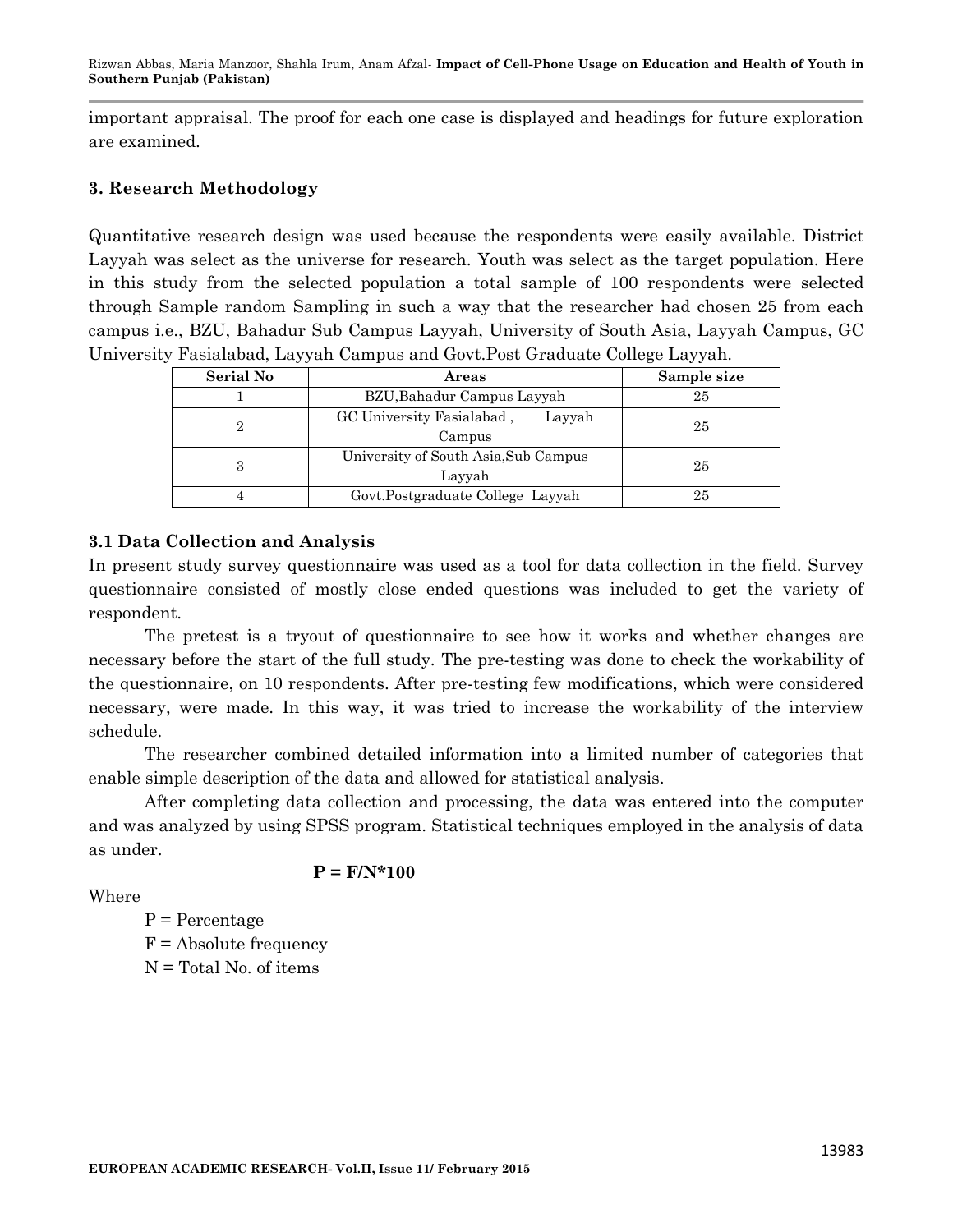important appraisal. The proof for each one case is displayed and headings for future exploration are examined.

## 3. Research Methodology

Quantitative research design was used because the respondents were easily available. District Layyah was select as the universe for research. Youth was select as the target population. Here in this study from the selected population a total sample of 100 respondents were selected through Sample random Sampling in such a way that the researcher had chosen 25 from each campus i.e., BZU, Bahadur Sub Campus Layyah, University of South Asia, Layyah Campus, GC University Fasialabad, Layyah Campus and Govt.Post Graduate College Layyah.

| Serial No | Areas | Sample size |
|---|---|---|
| 1 | BZU,Bahadur Campus Layyah | 25 |
| 2 | GC University Fasialabad , Layyah Campus | 25 |
| 3 | University of South Asia,Sub Campus Layyah | 25 |
| 4 | Govt.Postgraduate College Layyah | 25 |

### 3.1 Data Collection and Analysis

In present study survey questionnaire was used as a tool for data collection in the field. Survey questionnaire consisted of mostly close ended questions was included to get the variety of respondent.

The pretest is a tryout of questionnaire to see how it works and whether changes are necessary before the start of the full study. The pre-testing was done to check the workability of the questionnaire, on 10 respondents. After pre-testing few modifications, which were considered necessary, were made. In this way, it was tried to increase the workability of the interview schedule.

The researcher combined detailed information into a limited number of categories that enable simple description of the data and allowed for statistical analysis.

After completing data collection and processing, the data was entered into the computer and was analyzed by using SPSS program. Statistical techniques employed in the analysis of data as under.

$$P = F/N*100$$

Where

P = Percentage

F = Absolute frequency

N = Total No. of items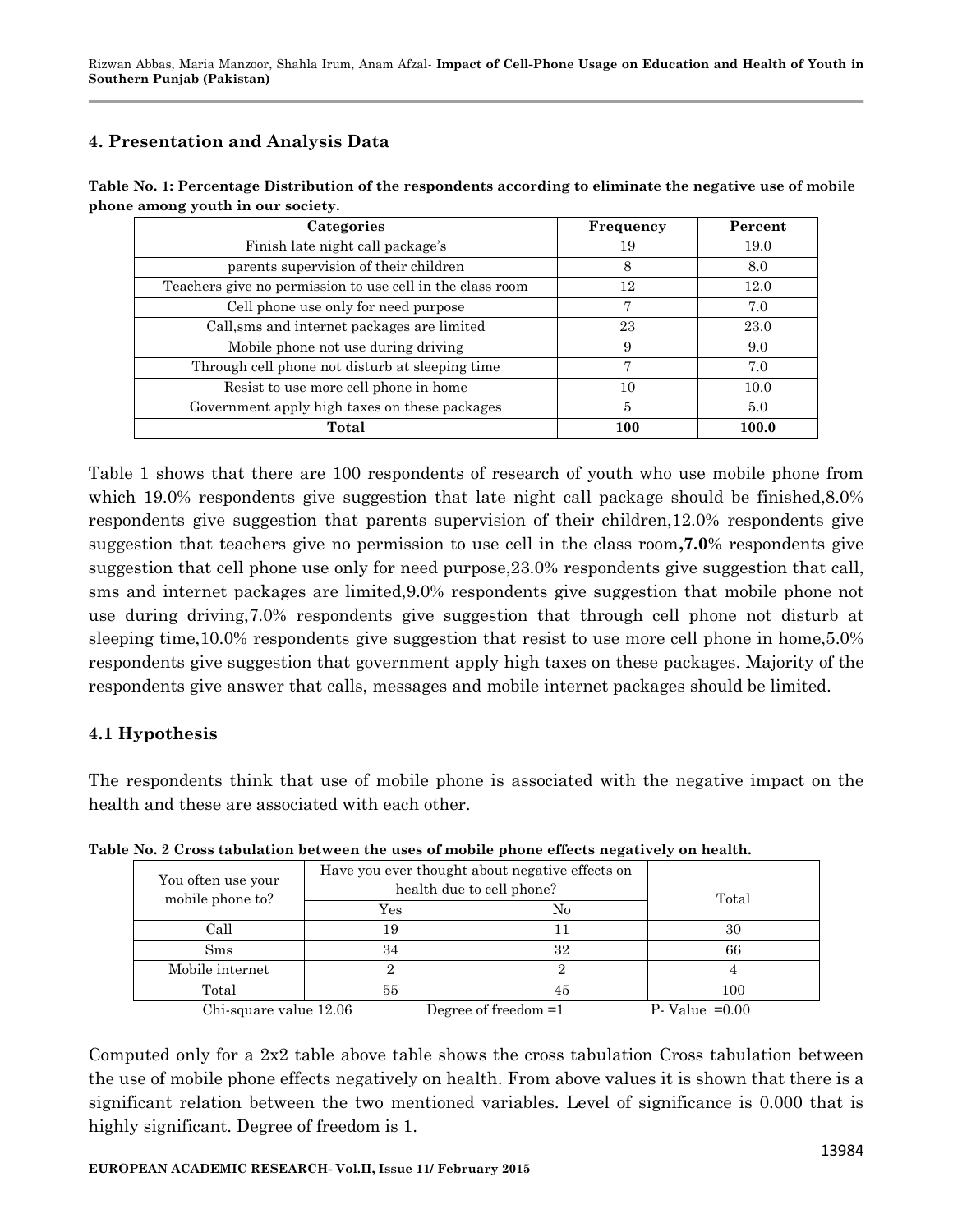## 4. Presentation and Analysis Data

**Table No. 1: Percentage Distribution of the respondents according to eliminate the negative use of mobile phone among youth in our society.**

| Categories | Frequency | Percent |
|---|---|---|
| Finish late night call package's | 19 | 19.0 |
| parents supervision of their children | 8 | 8.0 |
| Teachers give no permission to use cell in the class room | 12 | 12.0 |
| Cell phone use only for need purpose | 7 | 7.0 |
| Call,sms and internet packages are limited | 23 | 23.0 |
| Mobile phone not use during driving | 9 | 9.0 |
| Through cell phone not disturb at sleeping time | 7 | 7.0 |
| Resist to use more cell phone in home | 10 | 10.0 |
| Government apply high taxes on these packages | 5 | 5.0 |
| **Total** | **100** | **100.0** |

Table 1 shows that there are 100 respondents of research of youth who use mobile phone from which 19.0% respondents give suggestion that late night call package should be finished,8.0% respondents give suggestion that parents supervision of their children,12.0% respondents give suggestion that teachers give no permission to use cell in the class room**,7.0**% respondents give suggestion that cell phone use only for need purpose,23.0% respondents give suggestion that call, sms and internet packages are limited,9.0% respondents give suggestion that mobile phone not use during driving,7.0% respondents give suggestion that through cell phone not disturb at sleeping time,10.0% respondents give suggestion that resist to use more cell phone in home,5.0% respondents give suggestion that government apply high taxes on these packages. Majority of the respondents give answer that calls, messages and mobile internet packages should be limited.

### 4.1 Hypothesis

The respondents think that use of mobile phone is associated with the negative impact on the health and these are associated with each other.

**Table No. 2 Cross tabulation between the uses of mobile phone effects negatively on health.**

| You often use your mobile phone to? | Have you ever thought about negative effects on health due to cell phone? | | Total |
|---|---|---|---|
| | Yes | No | |
| Call | 19 | 11 | 30 |
| Sms | 34 | 32 | 66 |
| Mobile internet | 2 | 2 | 4 |
| Total | 55 | 45 | 100 |

Chi-square value 12.06 Degree of freedom =1 P- Value =0.00

Computed only for a 2x2 table above table shows the cross tabulation Cross tabulation between the use of mobile phone effects negatively on health. From above values it is shown that there is a significant relation between the two mentioned variables. Level of significance is 0.000 that is highly significant. Degree of freedom is 1.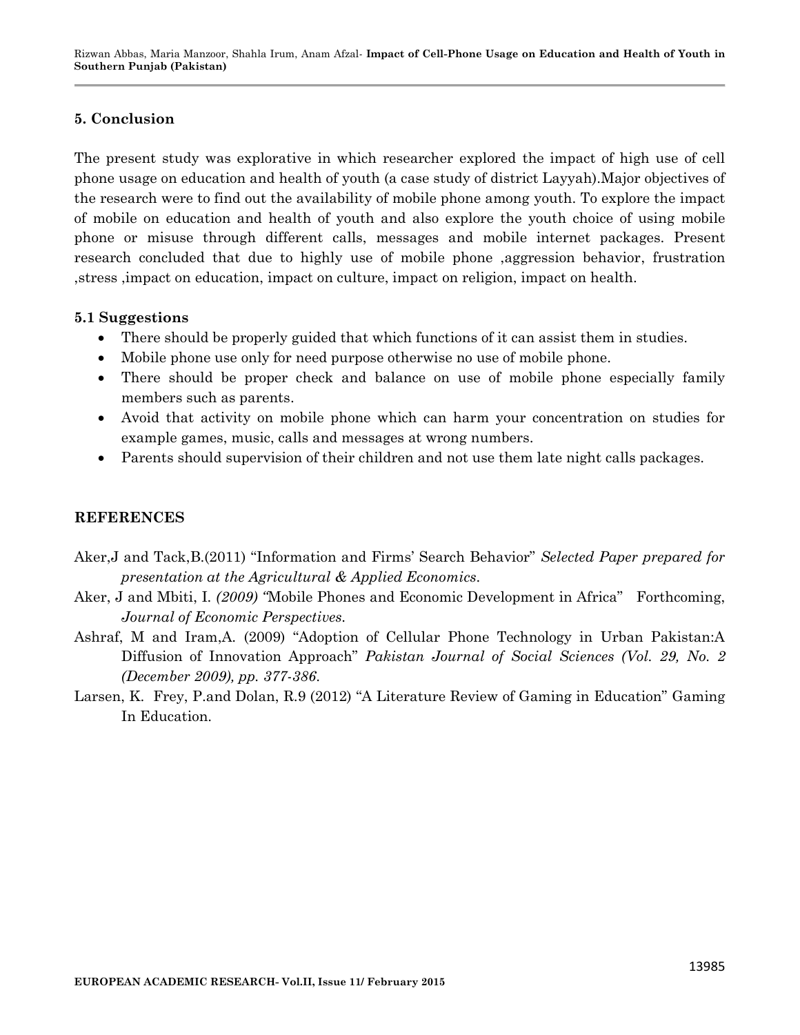## 5. Conclusion

The present study was explorative in which researcher explored the impact of high use of cell phone usage on education and health of youth (a case study of district Layyah).Major objectives of the research were to find out the availability of mobile phone among youth. To explore the impact of mobile on education and health of youth and also explore the youth choice of using mobile phone or misuse through different calls, messages and mobile internet packages. Present research concluded that due to highly use of mobile phone ,aggression behavior, frustration ,stress ,impact on education, impact on culture, impact on religion, impact on health.

### 5.1 Suggestions

- There should be properly guided that which functions of it can assist them in studies.
- Mobile phone use only for need purpose otherwise no use of mobile phone.
- There should be proper check and balance on use of mobile phone especially family members such as parents.
- Avoid that activity on mobile phone which can harm your concentration on studies for example games, music, calls and messages at wrong numbers.
- Parents should supervision of their children and not use them late night calls packages.

## REFERENCES

Aker,J and Tack,B.(2011) "Information and Firms' Search Behavior" *Selected Paper prepared for presentation at the Agricultural & Applied Economics.*

Aker, J and Mbiti, I. *(2009)* "Mobile Phones and Economic Development in Africa" Forthcoming, *Journal of Economic Perspectives.*

Ashraf, M and Iram,A. (2009) "Adoption of Cellular Phone Technology in Urban Pakistan:A Diffusion of Innovation Approach" *Pakistan Journal of Social Sciences (Vol. 29, No. 2 (December 2009), pp. 377-386.*

Larsen, K. Frey, P.and Dolan, R.9 (2012) "A Literature Review of Gaming in Education" Gaming In Education.